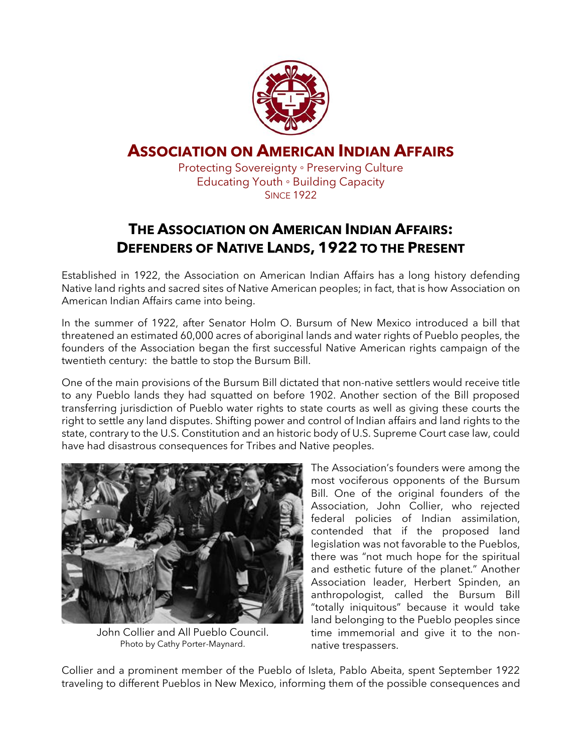# ASSOCIATION ON AMERICAN INDIAN AFFAIRS

Protecting Sovereignty ◦ Preserving Culture
Educating Youth ◦ Building Capacity
SINCE 1922

## THE ASSOCIATION ON AMERICAN INDIAN AFFAIRS: DEFENDERS OF NATIVE LANDS, 1922 TO THE PRESENT

Established in 1922, the Association on American Indian Affairs has a long history defending Native land rights and sacred sites of Native American peoples; in fact, that is how Association on American Indian Affairs came into being.

In the summer of 1922, after Senator Holm O. Bursum of New Mexico introduced a bill that threatened an estimated 60,000 acres of aboriginal lands and water rights of Pueblo peoples, the founders of the Association began the first successful Native American rights campaign of the twentieth century: the battle to stop the Bursum Bill.

One of the main provisions of the Bursum Bill dictated that non-native settlers would receive title to any Pueblo lands they had squatted on before 1902. Another section of the Bill proposed transferring jurisdiction of Pueblo water rights to state courts as well as giving these courts the right to settle any land disputes. Shifting power and control of Indian affairs and land rights to the state, contrary to the U.S. Constitution and an historic body of U.S. Supreme Court case law, could have had disastrous consequences for Tribes and Native peoples.

John Collier and All Pueblo Council.
Photo by Cathy Porter-Maynard.

The Association's founders were among the most vociferous opponents of the Bursum Bill. One of the original founders of the Association, John Collier, who rejected federal policies of Indian assimilation, contended that if the proposed land legislation was not favorable to the Pueblos, there was "not much hope for the spiritual and esthetic future of the planet." Another Association leader, Herbert Spinden, an anthropologist, called the Bursum Bill "totally iniquitous" because it would take land belonging to the Pueblo peoples since time immemorial and give it to the non-native trespassers.

Collier and a prominent member of the Pueblo of Isleta, Pablo Abeita, spent September 1922 traveling to different Pueblos in New Mexico, informing them of the possible consequences and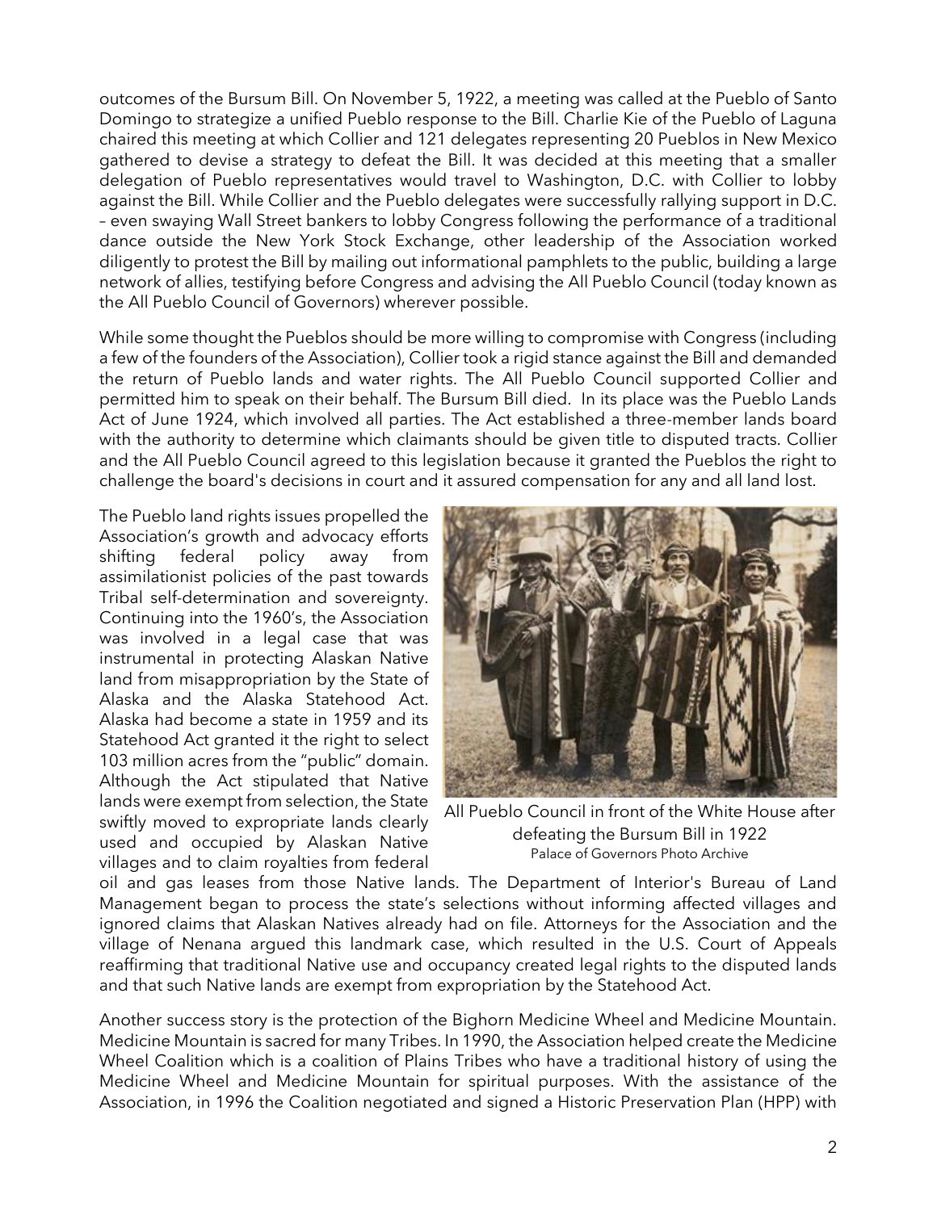outcomes of the Bursum Bill. On November 5, 1922, a meeting was called at the Pueblo of Santo Domingo to strategize a unified Pueblo response to the Bill. Charlie Kie of the Pueblo of Laguna chaired this meeting at which Collier and 121 delegates representing 20 Pueblos in New Mexico gathered to devise a strategy to defeat the Bill. It was decided at this meeting that a smaller delegation of Pueblo representatives would travel to Washington, D.C. with Collier to lobby against the Bill. While Collier and the Pueblo delegates were successfully rallying support in D.C. – even swaying Wall Street bankers to lobby Congress following the performance of a traditional dance outside the New York Stock Exchange, other leadership of the Association worked diligently to protest the Bill by mailing out informational pamphlets to the public, building a large network of allies, testifying before Congress and advising the All Pueblo Council (today known as the All Pueblo Council of Governors) wherever possible.

While some thought the Pueblos should be more willing to compromise with Congress (including a few of the founders of the Association), Collier took a rigid stance against the Bill and demanded the return of Pueblo lands and water rights. The All Pueblo Council supported Collier and permitted him to speak on their behalf. The Bursum Bill died. In its place was the Pueblo Lands Act of June 1924, which involved all parties. The Act established a three-member lands board with the authority to determine which claimants should be given title to disputed tracts. Collier and the All Pueblo Council agreed to this legislation because it granted the Pueblos the right to challenge the board's decisions in court and it assured compensation for any and all land lost.

The Pueblo land rights issues propelled the Association's growth and advocacy efforts shifting federal policy away from assimilationist policies of the past towards Tribal self-determination and sovereignty. Continuing into the 1960's, the Association was involved in a legal case that was instrumental in protecting Alaskan Native land from misappropriation by the State of Alaska and the Alaska Statehood Act. Alaska had become a state in 1959 and its Statehood Act granted it the right to select 103 million acres from the "public" domain. Although the Act stipulated that Native lands were exempt from selection, the State swiftly moved to expropriate lands clearly used and occupied by Alaskan Native villages and to claim royalties from federal oil and gas leases from those Native lands. The Department of Interior's Bureau of Land Management began to process the state's selections without informing affected villages and ignored claims that Alaskan Natives already had on file. Attorneys for the Association and the village of Nenana argued this landmark case, which resulted in the U.S. Court of Appeals reaffirming that traditional Native use and occupancy created legal rights to the disputed lands and that such Native lands are exempt from expropriation by the Statehood Act.

All Pueblo Council in front of the White House after defeating the Bursum Bill in 1922
Palace of Governors Photo Archive

Another success story is the protection of the Bighorn Medicine Wheel and Medicine Mountain. Medicine Mountain is sacred for many Tribes. In 1990, the Association helped create the Medicine Wheel Coalition which is a coalition of Plains Tribes who have a traditional history of using the Medicine Wheel and Medicine Mountain for spiritual purposes. With the assistance of the Association, in 1996 the Coalition negotiated and signed a Historic Preservation Plan (HPP) with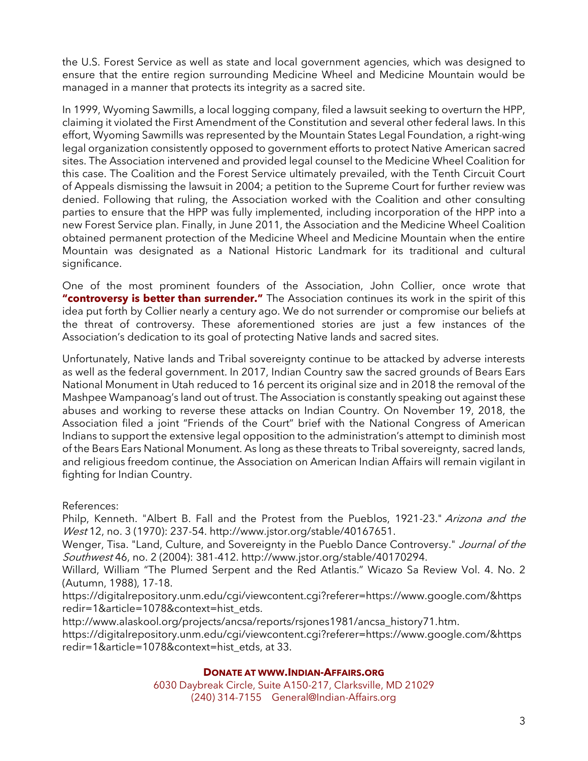the U.S. Forest Service as well as state and local government agencies, which was designed to ensure that the entire region surrounding Medicine Wheel and Medicine Mountain would be managed in a manner that protects its integrity as a sacred site.

In 1999, Wyoming Sawmills, a local logging company, filed a lawsuit seeking to overturn the HPP, claiming it violated the First Amendment of the Constitution and several other federal laws. In this effort, Wyoming Sawmills was represented by the Mountain States Legal Foundation, a right-wing legal organization consistently opposed to government efforts to protect Native American sacred sites. The Association intervened and provided legal counsel to the Medicine Wheel Coalition for this case. The Coalition and the Forest Service ultimately prevailed, with the Tenth Circuit Court of Appeals dismissing the lawsuit in 2004; a petition to the Supreme Court for further review was denied. Following that ruling, the Association worked with the Coalition and other consulting parties to ensure that the HPP was fully implemented, including incorporation of the HPP into a new Forest Service plan. Finally, in June 2011, the Association and the Medicine Wheel Coalition obtained permanent protection of the Medicine Wheel and Medicine Mountain when the entire Mountain was designated as a National Historic Landmark for its traditional and cultural significance.

One of the most prominent founders of the Association, John Collier, once wrote that **"controversy is better than surrender."** The Association continues its work in the spirit of this idea put forth by Collier nearly a century ago. We do not surrender or compromise our beliefs at the threat of controversy. These aforementioned stories are just a few instances of the Association's dedication to its goal of protecting Native lands and sacred sites.

Unfortunately, Native lands and Tribal sovereignty continue to be attacked by adverse interests as well as the federal government. In 2017, Indian Country saw the sacred grounds of Bears Ears National Monument in Utah reduced to 16 percent its original size and in 2018 the removal of the Mashpee Wampanoag's land out of trust. The Association is constantly speaking out against these abuses and working to reverse these attacks on Indian Country. On November 19, 2018, the Association filed a joint "Friends of the Court" brief with the National Congress of American Indians to support the extensive legal opposition to the administration's attempt to diminish most of the Bears Ears National Monument. As long as these threats to Tribal sovereignty, sacred lands, and religious freedom continue, the Association on American Indian Affairs will remain vigilant in fighting for Indian Country.

References:
Philp, Kenneth. "Albert B. Fall and the Protest from the Pueblos, 1921-23." *Arizona and the West* 12, no. 3 (1970): 237-54. http://www.jstor.org/stable/40167651.
Wenger, Tisa. "Land, Culture, and Sovereignty in the Pueblo Dance Controversy." *Journal of the Southwest* 46, no. 2 (2004): 381-412. http://www.jstor.org/stable/40170294.
Willard, William "The Plumed Serpent and the Red Atlantis." Wicazo Sa Review Vol. 4. No. 2 (Autumn, 1988), 17-18.
https://digitalrepository.unm.edu/cgi/viewcontent.cgi?referer=https://www.google.com/&httpsredir=1&article=1078&context=hist_etds.
http://www.alaskool.org/projects/ancsa/reports/rsjones1981/ancsa_history71.htm.
https://digitalrepository.unm.edu/cgi/viewcontent.cgi?referer=https://www.google.com/&httpsredir=1&article=1078&context=hist_etds, at 33.

**DONATE AT WWW.INDIAN-AFFAIRS.ORG**
6030 Daybreak Circle, Suite A150-217, Clarksville, MD 21029
(240) 314-7155 General@Indian-Affairs.org